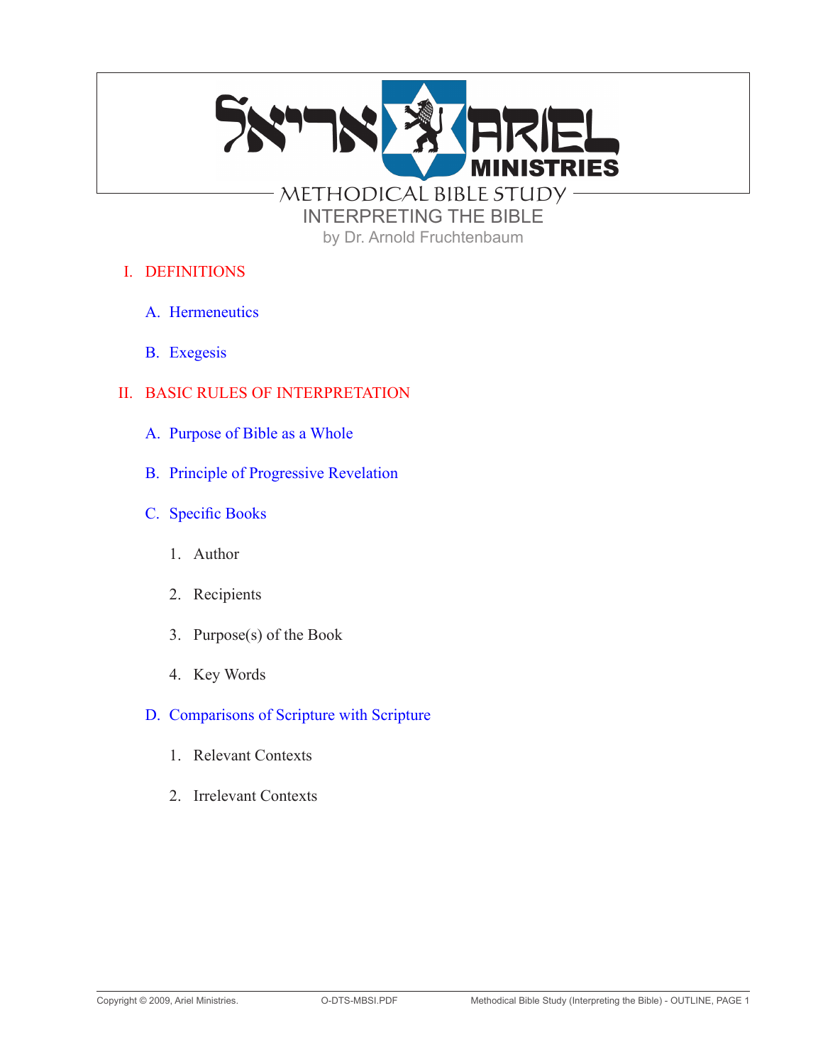אריאל ARIEL MINISTRIES

# METHODICAL BIBLE STUDY

## INTERPRETING THE BIBLE

by Dr. Arnold Fruchtenbaum

I. DEFINITIONS

A. Hermeneutics

B. Exegesis

II. BASIC RULES OF INTERPRETATION

A. Purpose of Bible as a Whole

B. Principle of Progressive Revelation

C. Specific Books

1. Author

2. Recipients

3. Purpose(s) of the Book

4. Key Words

D. Comparisons of Scripture with Scripture

1. Relevant Contexts

2. Irrelevant Contexts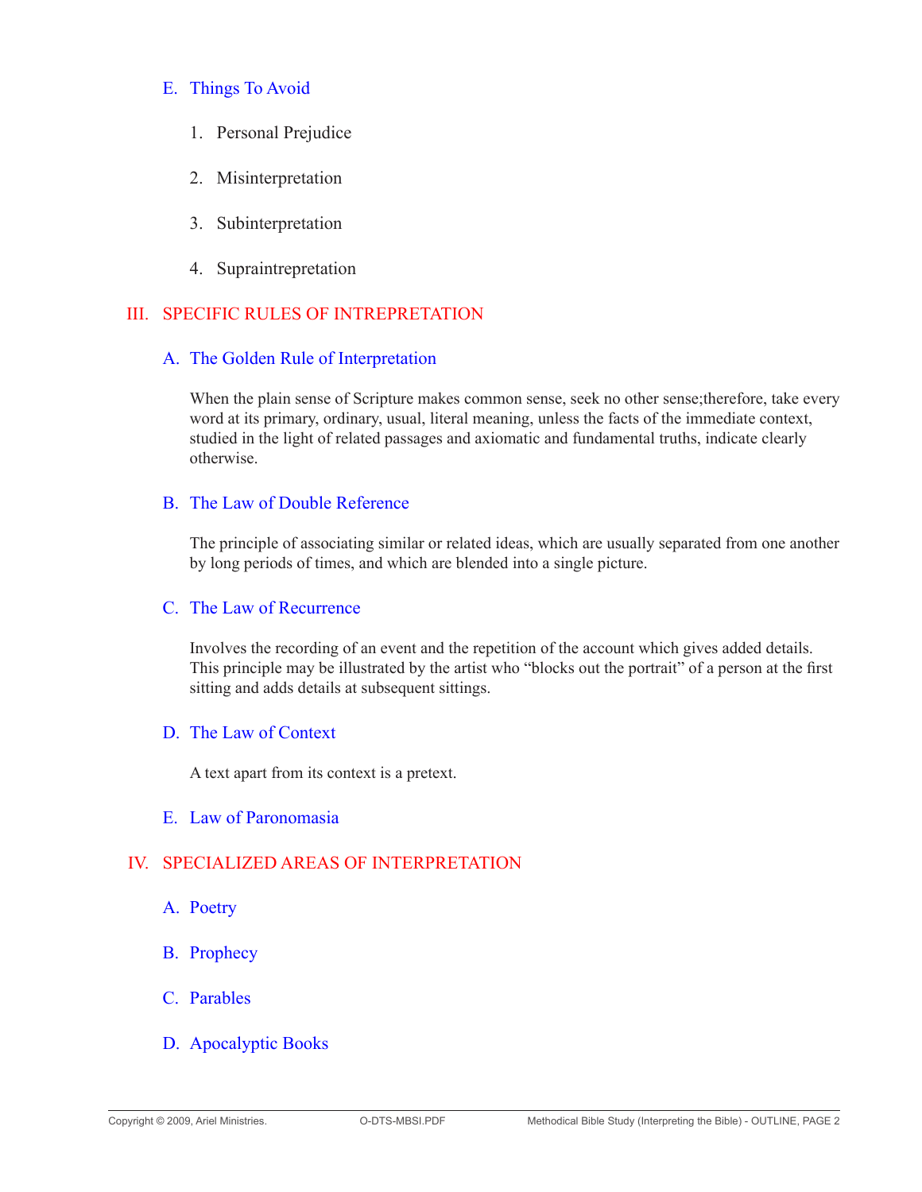### E. Things To Avoid

1. Personal Prejudice

2. Misinterpretation

3. Subinterpretation

4. Supraintrepretation

## III. SPECIFIC RULES OF INTREPRETATION

### A. The Golden Rule of Interpretation

When the plain sense of Scripture makes common sense, seek no other sense;therefore, take every word at its primary, ordinary, usual, literal meaning, unless the facts of the immediate context, studied in the light of related passages and axiomatic and fundamental truths, indicate clearly otherwise.

### B. The Law of Double Reference

The principle of associating similar or related ideas, which are usually separated from one another by long periods of times, and which are blended into a single picture.

### C. The Law of Recurrence

Involves the recording of an event and the repetition of the account which gives added details. This principle may be illustrated by the artist who "blocks out the portrait" of a person at the first sitting and adds details at subsequent sittings.

### D. The Law of Context

A text apart from its context is a pretext.

### E. Law of Paronomasia

## IV. SPECIALIZED AREAS OF INTERPRETATION

### A. Poetry

### B. Prophecy

### C. Parables

### D. Apocalyptic Books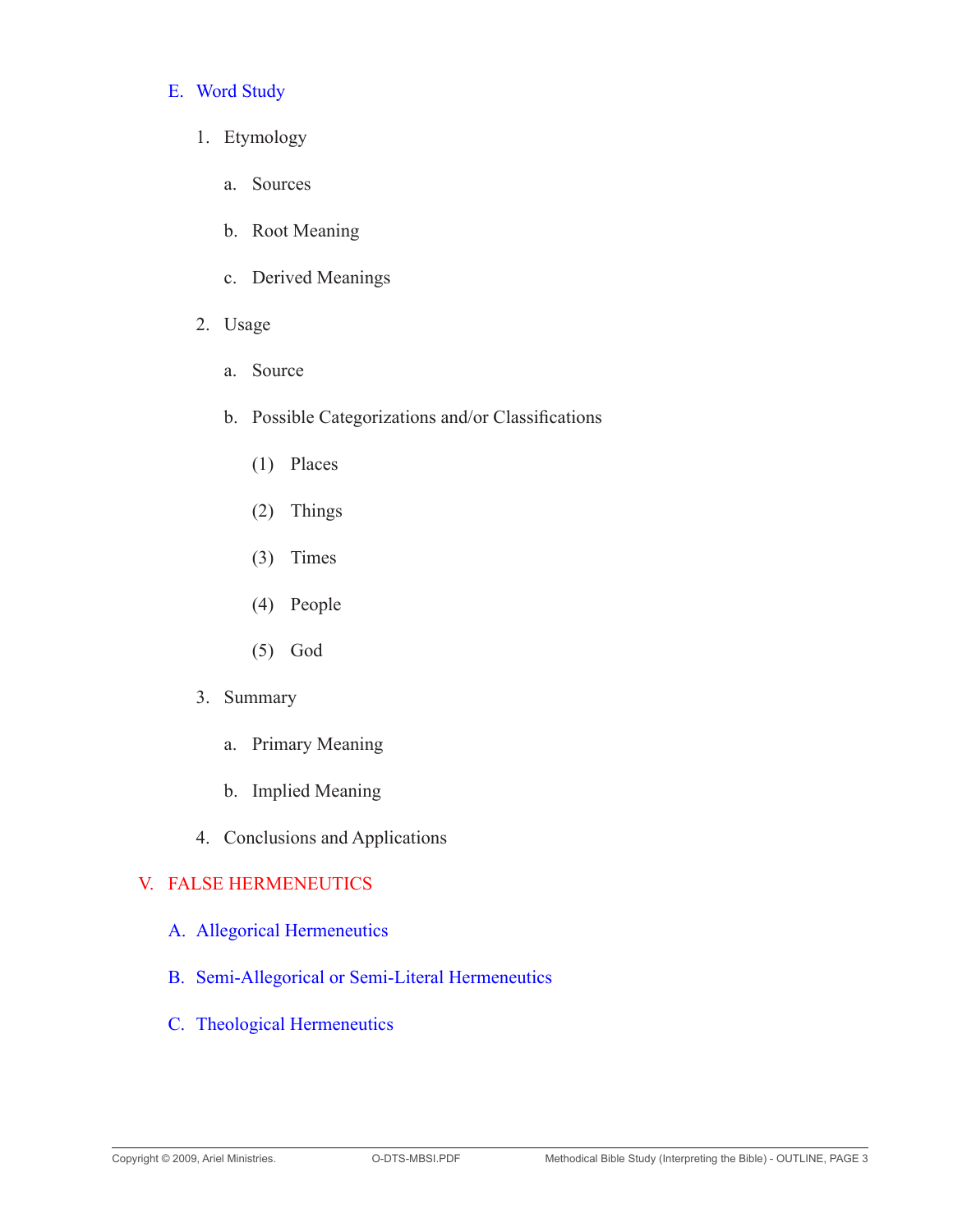E. Word Study

1. Etymology

   a. Sources

   b. Root Meaning

   c. Derived Meanings

2. Usage

   a. Source

   b. Possible Categorizations and/or Classifications

      (1) Places

      (2) Things

      (3) Times

      (4) People

      (5) God

3. Summary

   a. Primary Meaning

   b. Implied Meaning

4. Conclusions and Applications

# V. FALSE HERMENEUTICS

## A. Allegorical Hermeneutics

## B. Semi-Allegorical or Semi-Literal Hermeneutics

## C. Theological Hermeneutics